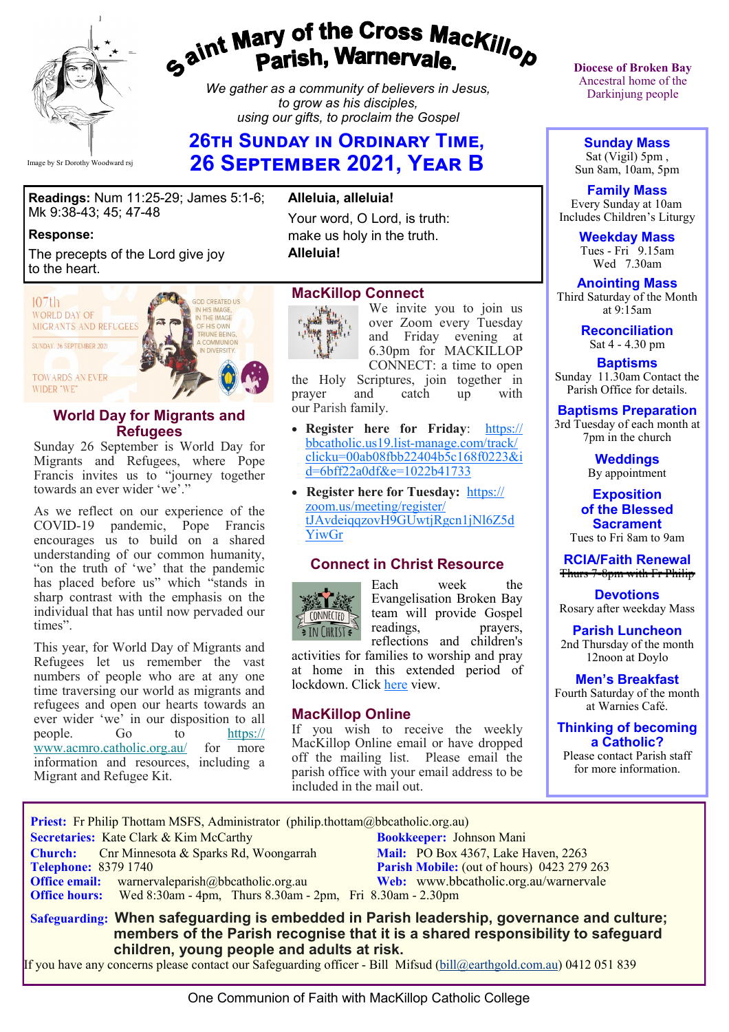Image by Sr Dorothy Woodward rsj

# Saint Mary of the Cross MacKillop Parish, Warnervale.

*We gather as a community of believers in Jesus, to grow as his disciples, using our gifts, to proclaim the Gospel*

Diocese of Broken Bay
Ancestral home of the Darkinjung people

## 26th Sunday in Ordinary Time, 26 September 2021, Year B

**Readings:** Num 11:25-29; James 5:1-6; Mk 9:38-43; 45; 47-48

**Response:**

The precepts of the Lord give joy to the heart.

**Alleluia, alleluia!**

Your word, O Lord, is truth: make us holy in the truth.
**Alleluia!**

107th WORLD DAY OF MIGRANTS AND REFUGEES
SUNDAY, 26 SEPTEMBER 2021
TOWARDS AN EVER WIDER "WE"
GOD CREATED US IN HIS IMAGE, IN THE IMAGE OF HIS OWN TRIUNE BEING, A COMMUNION IN DIVERSITY.

### World Day for Migrants and Refugees

Sunday 26 September is World Day for Migrants and Refugees, where Pope Francis invites us to "journey together towards an ever wider 'we'."

As we reflect on our experience of the COVID-19 pandemic, Pope Francis encourages us to build on a shared understanding of our common humanity, "on the truth of 'we' that the pandemic has placed before us" which "stands in sharp contrast with the emphasis on the individual that has until now pervaded our times".

This year, for World Day of Migrants and Refugees let us remember the vast numbers of people who are at any one time traversing our world as migrants and refugees and open our hearts towards an ever wider 'we' in our disposition to all people. Go to https://www.acmro.catholic.org.au/ for more information and resources, including a Migrant and Refugee Kit.

### MacKillop Connect

We invite you to join us over Zoom every Tuesday and Friday evening at 6.30pm for MACKILLOP CONNECT: a time to open the Holy Scriptures, join together in prayer and catch up with our Parish family.

- **Register here for Friday**: https://bbcatholic.us19.list-manage.com/track/click?u=00ab08fbb22404b5c168f0223&id=6bff22a0df&e=1022b41733
- **Register here for Tuesday:** https://zoom.us/meeting/register/tJAvdeiqqzovH9GUwtjRgcn1jNl6Z5dYiwGr

### Connect in Christ Resource

CONNECTED IN CHRIST

Each week the Evangelisation Broken Bay team will provide Gospel readings, prayers, reflections and children's activities for families to worship and pray at home in this extended period of lockdown. Click here view.

### MacKillop Online

If you wish to receive the weekly MacKillop Online email or have dropped off the mailing list. Please email the parish office with your email address to be included in the mail out.

**Sunday Mass**
Sat (Vigil) 5pm ,
Sun 8am, 10am, 5pm

**Family Mass**
Every Sunday at 10am
Includes Children's Liturgy

**Weekday Mass**
Tues - Fri 9.15am
Wed 7.30am

**Anointing Mass**
Third Saturday of the Month at 9:15am

**Reconciliation**
Sat 4 - 4.30 pm

**Baptisms**
Sunday 11.30am Contact the Parish Office for details.

**Baptisms Preparation**
3rd Tuesday of each month at 7pm in the church

**Weddings**
By appointment

**Exposition of the Blessed Sacrament**
Tues to Fri 8am to 9am

**RCIA/Faith Renewal**
~~Thurs 7-8pm with Fr Philip~~

**Devotions**
Rosary after weekday Mass

**Parish Luncheon**
2nd Thursday of the month 12noon at Doylo

**Men's Breakfast**
Fourth Saturday of the month at Warnies Café.

**Thinking of becoming a Catholic?**
Please contact Parish staff for more information.

**Priest:** Fr Philip Thottam MSFS, Administrator (philip.thottam@bbcatholic.org.au)
**Secretaries:** Kate Clark & Kim McCarthy
**Bookkeeper:** Johnson Mani
**Church:** Cnr Minnesota & Sparks Rd, Woongarrah
**Mail:** PO Box 4367, Lake Haven, 2263
**Telephone:** 8379 1740
**Parish Mobile:** (out of hours) 0423 279 263
**Office email:** warnervaleparish@bbcatholic.org.au
**Web:** www.bbcatholic.org.au/warnervale
**Office hours:** Wed 8:30am - 4pm, Thurs 8.30am - 2pm, Fri 8.30am - 2.30pm

**Safeguarding:** **When safeguarding is embedded in Parish leadership, governance and culture; members of the Parish recognise that it is a shared responsibility to safeguard children, young people and adults at risk.**

If you have any concerns please contact our Safeguarding officer - Bill Mifsud (bill@earthgold.com.au) 0412 051 839

One Communion of Faith with MacKillop Catholic College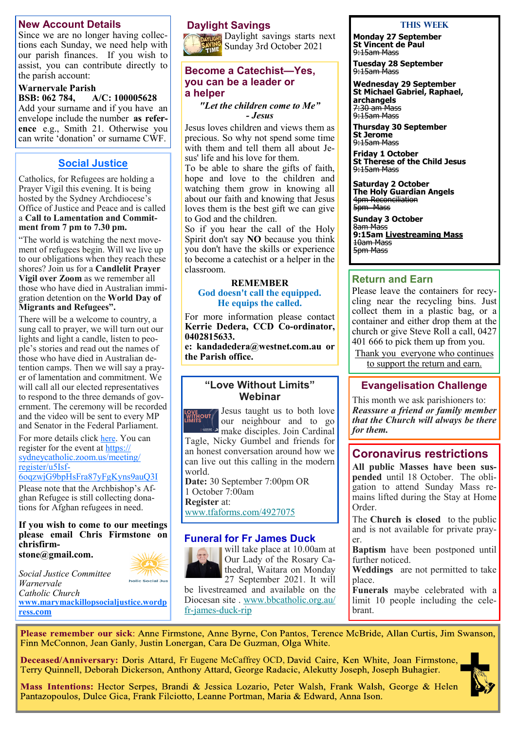## New Account Details

Since we are no longer having collections each Sunday, we need help with our parish finances. If you wish to assist, you can contribute directly to the parish account:

**Warnervale Parish**
**BSB: 062 784, A/C: 100005628**

Add your surname and if you have an envelope include the number **as reference** e.g., Smith 21. Otherwise you can write 'donation' or surname CWF.

## Social Justice

Catholics, for Refugees are holding a Prayer Vigil this evening. It is being hosted by the Sydney Archdiocese's Office of Justice and Peace and is called a **Call to Lamentation and Commitment from 7 pm to 7.30 pm.**

"The world is watching the next movement of refugees begin. Will we live up to our obligations when they reach these shores? Join us for a **Candlelit Prayer Vigil over Zoom** as we remember all those who have died in Australian immigration detention on the **World Day of Migrants and Refugees".**

There will be a welcome to country, a sung call to prayer, we will turn out our lights and light a candle, listen to people's stories and read out the names of those who have died in Australian detention camps. Then we will say a prayer of lamentation and commitment. We will call all our elected representatives to respond to the three demands of government. The ceremony will be recorded and the video will be sent to every MP and Senator in the Federal Parliament.

For more details click here. You can register for the event at https://sydneycatholic.zoom.us/meeting/register/u5Isf-6oqzwjG9bpHsFra87yFgKyns9auQ3I

Please note that the Archbishop's Afghan Refugee is still collecting donations for Afghan refugees in need.

**If you wish to come to our meetings please email Chris Firmstone on chrisfirmstone@gmail.com.**

*Social Justice Committee*
*Warnervale*
*Catholic Church*
**www.marymackillopsocialjustice.wordpress.com**

## Daylight Savings

Daylight savings starts next Sunday 3rd October 2021

## Become a Catechist—Yes, you can be a leader or a helper

*"Let the children come to Me"*
*- Jesus*

Jesus loves children and views them as precious. So why not spend some time with them and tell them all about Jesus' life and his love for them.

To be able to share the gifts of faith, hope and love to the children and watching them grow in knowing all about our faith and knowing that Jesus loves them is the best gift we can give to God and the children.

So if you hear the call of the Holy Spirit don't say **NO** because you think you don't have the skills or experience to become a catechist or a helper in the classroom.

**REMEMBER**
**God doesn't call the equipped.**
**He equips the called.**

For more information please contact **Kerrie Dedera, CCD Co-ordinator, 0402815633.**
**e: kandadedera@westnet.com.au or the Parish office.**

## "Love Without Limits" Webinar

Jesus taught us to both love our neighbour and to go make disciples. Join Cardinal Tagle, Nicky Gumbel and friends for an honest conversation around how we can live out this calling in the modern world.

**Date:** 30 September 7:00pm OR 1 October 7:00am
**Register** at:
www.tfaforms.com/4927075

## Funeral for Fr James Duck

will take place at 10.00am at Our Lady of the Rosary Cathedral, Waitara on Monday 27 September 2021. It will be livestreamed and available on the Diocesan site . www.bbcatholic.org.au/fr-james-duck-rip

## THIS WEEK

**Monday 27 September**
**St Vincent de Paul**
~~9:15am Mass~~

**Tuesday 28 September**
~~9:15am Mass~~

**Wednesday 29 September**
**St Michael Gabriel, Raphael, archangels**
~~7:30 am Mass~~
~~9:15am Mass~~

**Thursday 30 September**
**St Jerome**
~~9:15am Mass~~

**Friday 1 October**
**St Therese of the Child Jesus**
~~9:15am Mass~~

**Saturday 2 October**
**The Holy Guardian Angels**
~~4pm Reconciliation~~
~~5pm Mass~~

**Sunday 3 October**
~~8am Mass~~
**9:15am Livestreaming Mass**
~~10am Mass~~
~~5pm Mass~~

## Return and Earn

Please leave the containers for recycling near the recycling bins. Just collect them in a plastic bag, or a container and either drop them at the church or give Steve Roll a call, 0427 401 666 to pick them up from you.

Thank you everyone who continues to support the return and earn.

## Evangelisation Challenge

This month we ask parishioners to:
***Reassure a friend or family member that the Church will always be there for them.***

## Coronavirus restrictions

**All public Masses have been suspended** until 18 October. The obligation to attend Sunday Mass remains lifted during the Stay at Home Order.

The **Church is closed** to the public and is not available for private prayer.

**Baptism** have been postponed until further noticed.

**Weddings** are not permitted to take place.

**Funerals** maybe celebrated with a limit 10 people including the celebrant.

---

**Please remember our sick**: Anne Firmstone, Anne Byrne, Con Pantos, Terence McBride, Allan Curtis, Jim Swanson, Finn McConnon, Jean Ganly, Justin Lonergan, Cara De Guzman, Olga White.

**Deceased/Anniversary:** Doris Attard, Fr Eugene McCaffrey OCD, David Caire, Ken White, Joan Firmstone, Terry Quinnell, Deborah Dickerson, Anthony Attard, George Radacic, Alekutty Joseph, Joseph Buhagier.

**Mass Intentions:** Hector Serpes, Brandi & Jessica Lozario, Peter Walsh, Frank Walsh, George & Helen Pantazopoulos, Dulce Gica, Frank Filciotto, Leanne Portman, Maria & Edward, Anna Ison.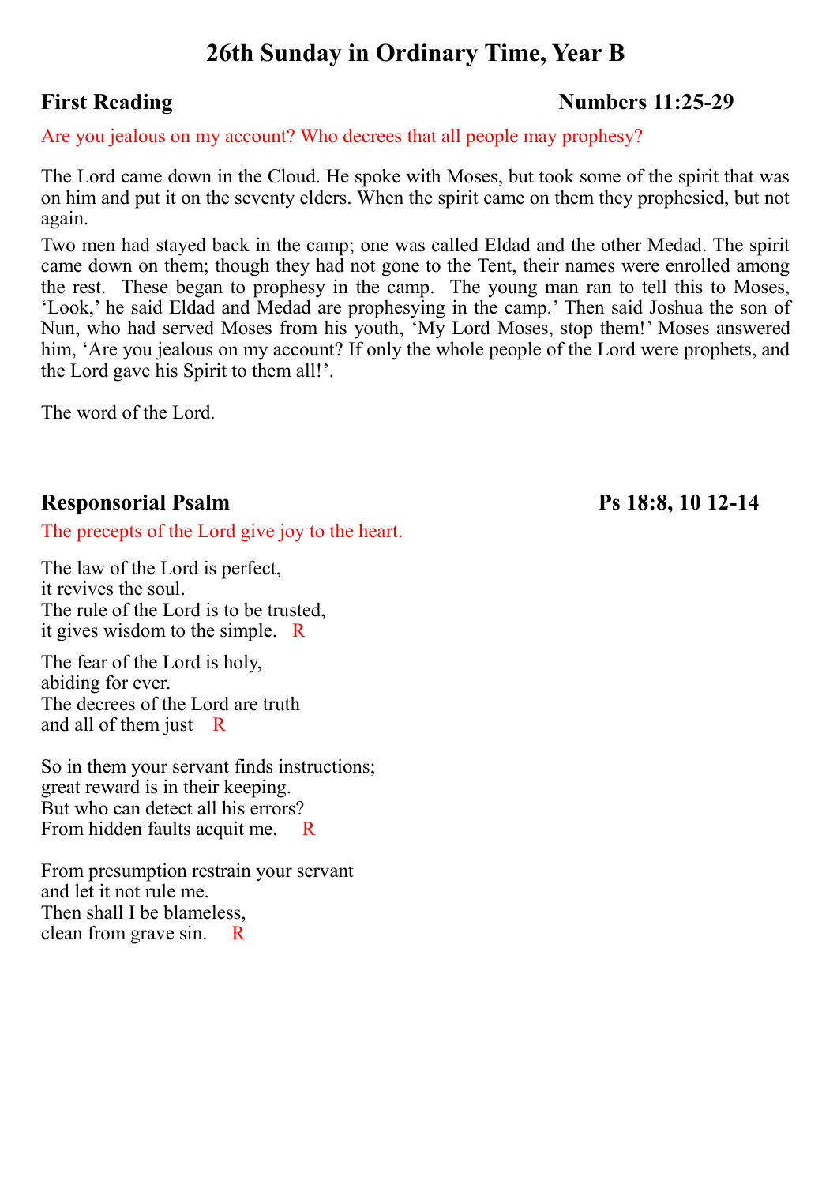# 26th Sunday in Ordinary Time, Year B

## First Reading — Numbers 11:25-29

Are you jealous on my account? Who decrees that all people may prophesy?

The Lord came down in the Cloud. He spoke with Moses, but took some of the spirit that was on him and put it on the seventy elders. When the spirit came on them they prophesied, but not again.

Two men had stayed back in the camp; one was called Eldad and the other Medad. The spirit came down on them; though they had not gone to the Tent, their names were enrolled among the rest. These began to prophesy in the camp. The young man ran to tell this to Moses, 'Look,' he said Eldad and Medad are prophesying in the camp.' Then said Joshua the son of Nun, who had served Moses from his youth, 'My Lord Moses, stop them!' Moses answered him, 'Are you jealous on my account? If only the whole people of the Lord were prophets, and the Lord gave his Spirit to them all!'.

The word of the Lord.

## Responsorial Psalm — Ps 18:8, 10 12-14

The precepts of the Lord give joy to the heart.

The law of the Lord is perfect,  
it revives the soul.  
The rule of the Lord is to be trusted,  
it gives wisdom to the simple. R

The fear of the Lord is holy,  
abiding for ever.  
The decrees of the Lord are truth  
and all of them just R

So in them your servant finds instructions;  
great reward is in their keeping.  
But who can detect all his errors?  
From hidden faults acquit me. R

From presumption restrain your servant  
and let it not rule me.  
Then shall I be blameless,  
clean from grave sin. R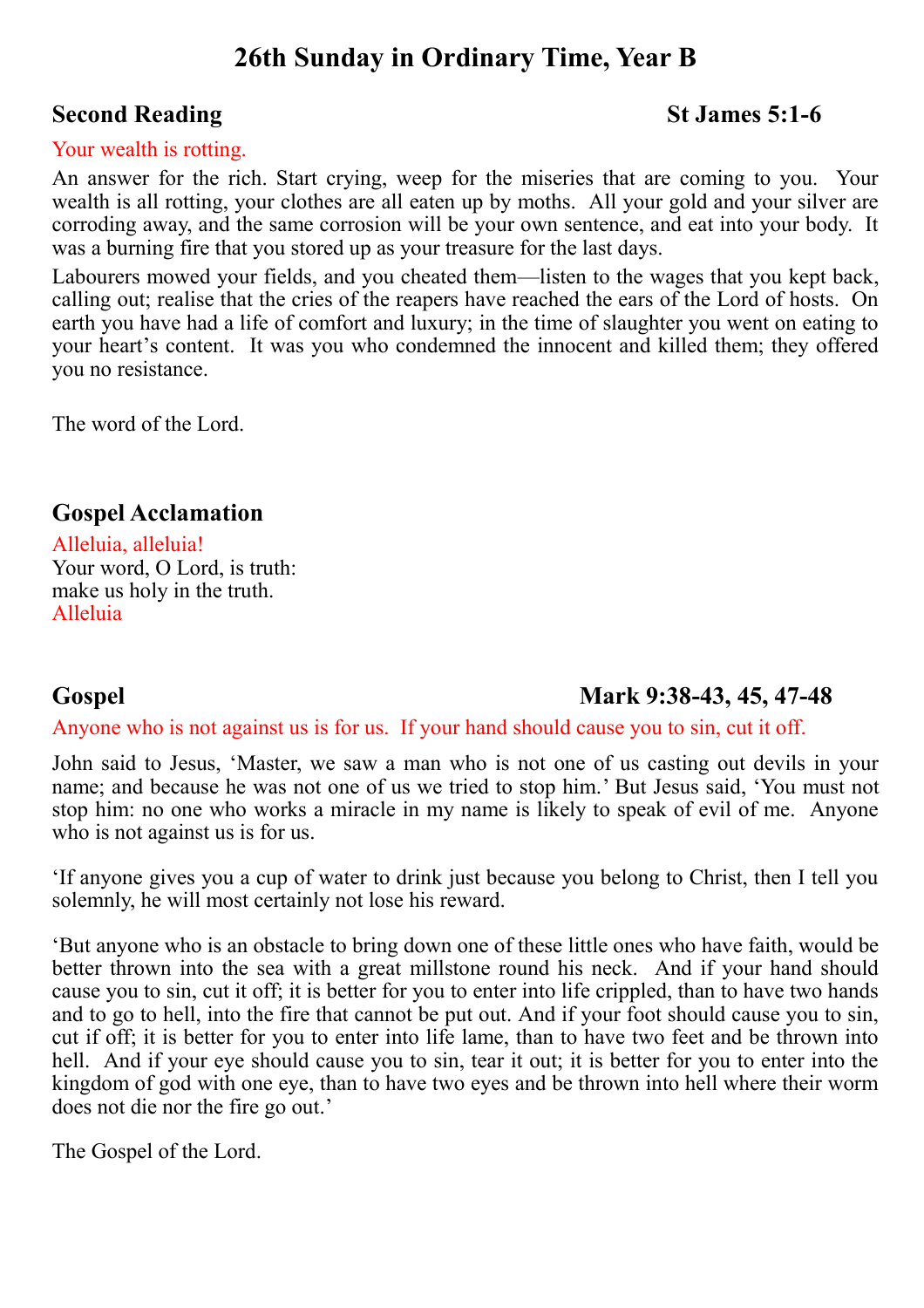# 26th Sunday in Ordinary Time, Year B

## Second Reading — St James 5:1-6

Your wealth is rotting.

An answer for the rich. Start crying, weep for the miseries that are coming to you. Your wealth is all rotting, your clothes are all eaten up by moths. All your gold and your silver are corroding away, and the same corrosion will be your own sentence, and eat into your body. It was a burning fire that you stored up as your treasure for the last days.

Labourers mowed your fields, and you cheated them—listen to the wages that you kept back, calling out; realise that the cries of the reapers have reached the ears of the Lord of hosts. On earth you have had a life of comfort and luxury; in the time of slaughter you went on eating to your heart's content. It was you who condemned the innocent and killed them; they offered you no resistance.

The word of the Lord.

## Gospel Acclamation

Alleluia, alleluia!
Your word, O Lord, is truth:
make us holy in the truth.
Alleluia

## Gospel — Mark 9:38-43, 45, 47-48

Anyone who is not against us is for us. If your hand should cause you to sin, cut it off.

John said to Jesus, 'Master, we saw a man who is not one of us casting out devils in your name; and because he was not one of us we tried to stop him.' But Jesus said, 'You must not stop him: no one who works a miracle in my name is likely to speak of evil of me. Anyone who is not against us is for us.

'If anyone gives you a cup of water to drink just because you belong to Christ, then I tell you solemnly, he will most certainly not lose his reward.

'But anyone who is an obstacle to bring down one of these little ones who have faith, would be better thrown into the sea with a great millstone round his neck. And if your hand should cause you to sin, cut it off; it is better for you to enter into life crippled, than to have two hands and to go to hell, into the fire that cannot be put out. And if your foot should cause you to sin, cut if off; it is better for you to enter into life lame, than to have two feet and be thrown into hell. And if your eye should cause you to sin, tear it out; it is better for you to enter into the kingdom of god with one eye, than to have two eyes and be thrown into hell where their worm does not die nor the fire go out.'

The Gospel of the Lord.